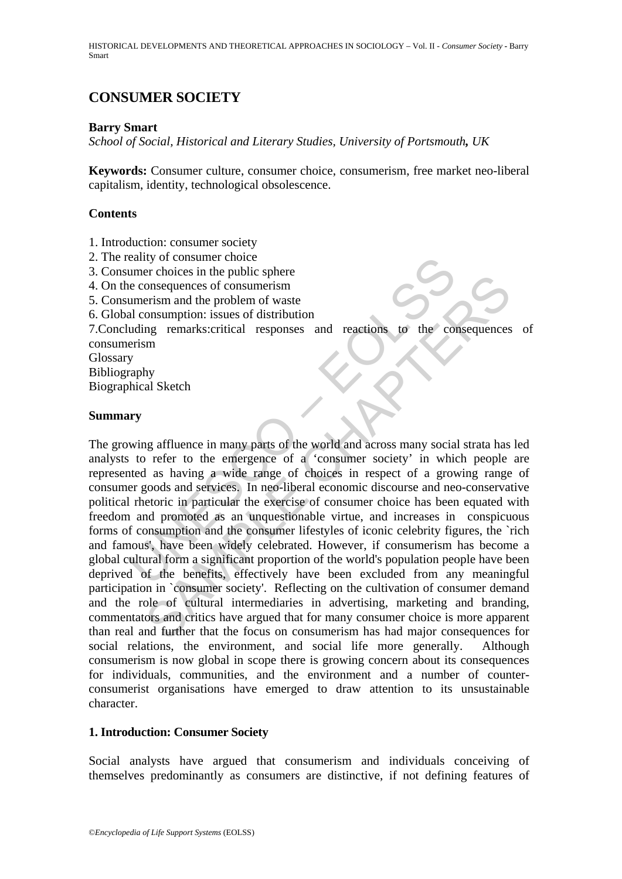# CONSUMER SOCIETY

**Barry Smart**

*School of Social, Historical and Literary Studies, University of Portsmouth, UK*

**Keywords:** Consumer culture, consumer choice, consumerism, free market neo-liberal capitalism, identity, technological obsolescence.

## Contents

1. Introduction: consumer society
2. The reality of consumer choice
3. Consumer choices in the public sphere
4. On the consequences of consumerism
5. Consumerism and the problem of waste
6. Global consumption: issues of distribution
7. Concluding remarks:critical responses and reactions to the consequences of consumerism

Glossary
Bibliography
Biographical Sketch

## Summary

The growing affluence in many parts of the world and across many social strata has led analysts to refer to the emergence of a 'consumer society' in which people are represented as having a wide range of choices in respect of a growing range of consumer goods and services. In neo-liberal economic discourse and neo-conservative political rhetoric in particular the exercise of consumer choice has been equated with freedom and promoted as an unquestionable virtue, and increases in conspicuous forms of consumption and the consumer lifestyles of iconic celebrity figures, the `rich and famous', have been widely celebrated. However, if consumerism has become a global cultural form a significant proportion of the world's population people have been deprived of the benefits, effectively have been excluded from any meaningful participation in `consumer society'. Reflecting on the cultivation of consumer demand and the role of cultural intermediaries in advertising, marketing and branding, commentators and critics have argued that for many consumer choice is more apparent than real and further that the focus on consumerism has had major consequences for social relations, the environment, and social life more generally. Although consumerism is now global in scope there is growing concern about its consequences for individuals, communities, and the environment and a number of counter-consumerist organisations have emerged to draw attention to its unsustainable character.

## 1. Introduction: Consumer Society

Social analysts have argued that consumerism and individuals conceiving of themselves predominantly as consumers are distinctive, if not defining features of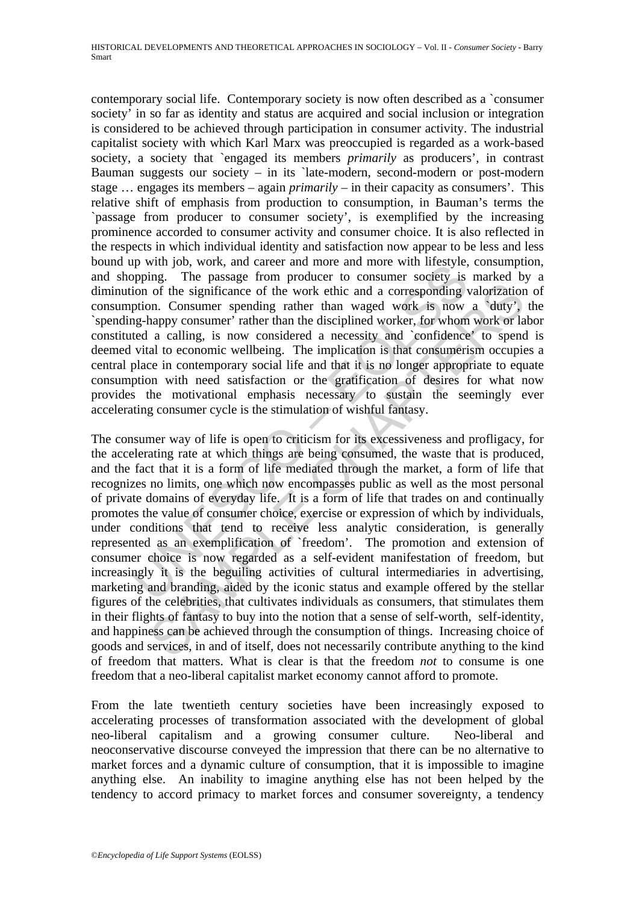contemporary social life. Contemporary society is now often described as a `consumer society' in so far as identity and status are acquired and social inclusion or integration is considered to be achieved through participation in consumer activity. The industrial capitalist society with which Karl Marx was preoccupied is regarded as a work-based society, a society that `engaged its members *primarily* as producers', in contrast Bauman suggests our society – in its `late-modern, second-modern or post-modern stage … engages its members – again *primarily* – in their capacity as consumers'. This relative shift of emphasis from production to consumption, in Bauman's terms the `passage from producer to consumer society', is exemplified by the increasing prominence accorded to consumer activity and consumer choice. It is also reflected in the respects in which individual identity and satisfaction now appear to be less and less bound up with job, work, and career and more and more with lifestyle, consumption, and shopping. The passage from producer to consumer society is marked by a diminution of the significance of the work ethic and a corresponding valorization of consumption. Consumer spending rather than waged work is now a `duty', the `spending-happy consumer' rather than the disciplined worker, for whom work or labor constituted a calling, is now considered a necessity and `confidence' to spend is deemed vital to economic wellbeing. The implication is that consumerism occupies a central place in contemporary social life and that it is no longer appropriate to equate consumption with need satisfaction or the gratification of desires for what now provides the motivational emphasis necessary to sustain the seemingly ever accelerating consumer cycle is the stimulation of wishful fantasy.

The consumer way of life is open to criticism for its excessiveness and profligacy, for the accelerating rate at which things are being consumed, the waste that is produced, and the fact that it is a form of life mediated through the market, a form of life that recognizes no limits, one which now encompasses public as well as the most personal of private domains of everyday life. It is a form of life that trades on and continually promotes the value of consumer choice, exercise or expression of which by individuals, under conditions that tend to receive less analytic consideration, is generally represented as an exemplification of `freedom'. The promotion and extension of consumer choice is now regarded as a self-evident manifestation of freedom, but increasingly it is the beguiling activities of cultural intermediaries in advertising, marketing and branding, aided by the iconic status and example offered by the stellar figures of the celebrities, that cultivates individuals as consumers, that stimulates them in their flights of fantasy to buy into the notion that a sense of self-worth, self-identity, and happiness can be achieved through the consumption of things. Increasing choice of goods and services, in and of itself, does not necessarily contribute anything to the kind of freedom that matters. What is clear is that the freedom *not* to consume is one freedom that a neo-liberal capitalist market economy cannot afford to promote.

From the late twentieth century societies have been increasingly exposed to accelerating processes of transformation associated with the development of global neo-liberal capitalism and a growing consumer culture. Neo-liberal and neoconservative discourse conveyed the impression that there can be no alternative to market forces and a dynamic culture of consumption, that it is impossible to imagine anything else. An inability to imagine anything else has not been helped by the tendency to accord primacy to market forces and consumer sovereignty, a tendency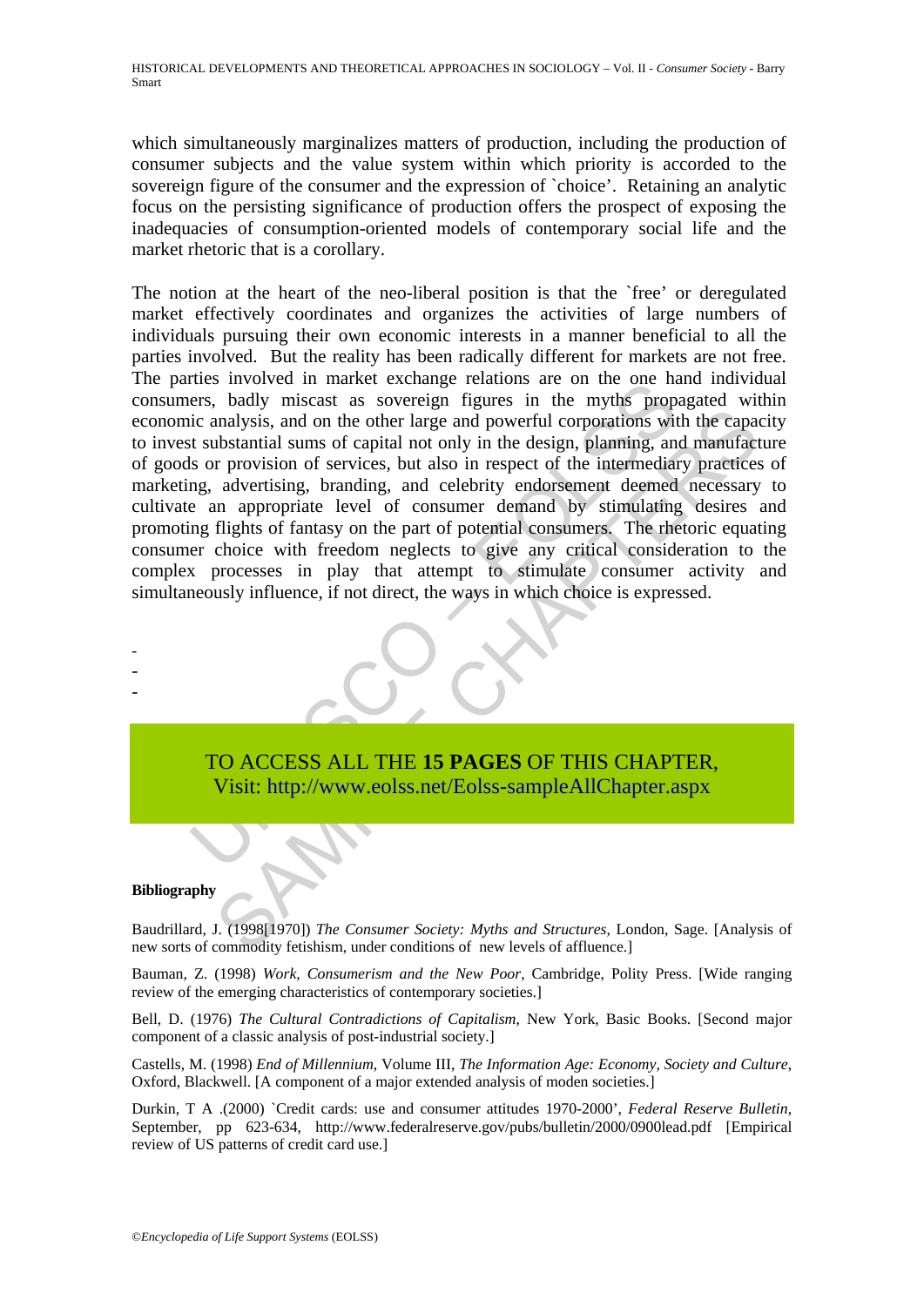which simultaneously marginalizes matters of production, including the production of consumer subjects and the value system within which priority is accorded to the sovereign figure of the consumer and the expression of `choice'. Retaining an analytic focus on the persisting significance of production offers the prospect of exposing the inadequacies of consumption-oriented models of contemporary social life and the market rhetoric that is a corollary.

The notion at the heart of the neo-liberal position is that the `free' or deregulated market effectively coordinates and organizes the activities of large numbers of individuals pursuing their own economic interests in a manner beneficial to all the parties involved. But the reality has been radically different for markets are not free. The parties involved in market exchange relations are on the one hand individual consumers, badly miscast as sovereign figures in the myths propagated within economic analysis, and on the other large and powerful corporations with the capacity to invest substantial sums of capital not only in the design, planning, and manufacture of goods or provision of services, but also in respect of the intermediary practices of marketing, advertising, branding, and celebrity endorsement deemed necessary to cultivate an appropriate level of consumer demand by stimulating desires and promoting flights of fantasy on the part of potential consumers. The rhetoric equating consumer choice with freedom neglects to give any critical consideration to the complex processes in play that attempt to stimulate consumer activity and simultaneously influence, if not direct, the ways in which choice is expressed.

-
-
-

TO ACCESS ALL THE **15 PAGES** OF THIS CHAPTER,
Visit: http://www.eolss.net/Eolss-sampleAllChapter.aspx

**Bibliography**

Baudrillard, J. (1998[1970]) *The Consumer Society: Myths and Structures*, London, Sage. [Analysis of new sorts of commodity fetishism, under conditions of new levels of affluence.]

Bauman, Z. (1998) *Work, Consumerism and the New Poor*, Cambridge, Polity Press. [Wide ranging review of the emerging characteristics of contemporary societies.]

Bell, D. (1976) *The Cultural Contradictions of Capitalism*, New York, Basic Books. [Second major component of a classic analysis of post-industrial society.]

Castells, M. (1998) *End of Millennium*, Volume III, *The Information Age: Economy, Society and Culture*, Oxford, Blackwell. [A component of a major extended analysis of moden societies.]

Durkin, T A .(2000) `Credit cards: use and consumer attitudes 1970-2000', *Federal Reserve Bulletin*, September, pp 623-634, http://www.federalreserve.gov/pubs/bulletin/2000/0900lead.pdf [Empirical review of US patterns of credit card use.]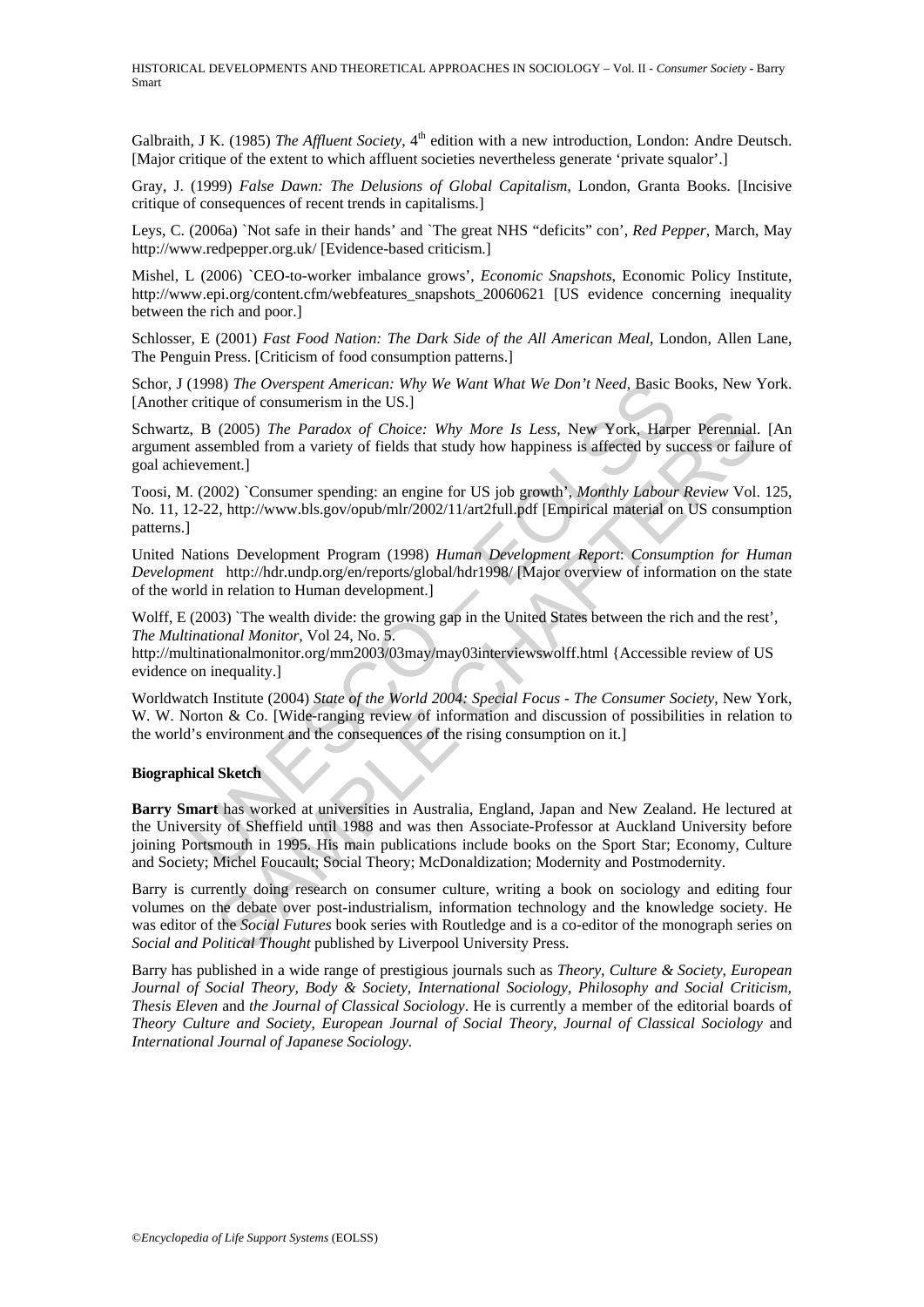Galbraith, J K. (1985) *The Affluent Society*, 4th edition with a new introduction, London: Andre Deutsch. [Major critique of the extent to which affluent societies nevertheless generate 'private squalor'.]

Gray, J. (1999) *False Dawn: The Delusions of Global Capitalism*, London, Granta Books. [Incisive critique of consequences of recent trends in capitalisms.]

Leys, C. (2006a) `Not safe in their hands' and `The great NHS "deficits" con', *Red Pepper*, March, May http://www.redpepper.org.uk/ [Evidence-based criticism.]

Mishel, L (2006) `CEO-to-worker imbalance grows', *Economic Snapshots*, Economic Policy Institute, http://www.epi.org/content.cfm/webfeatures_snapshots_20060621 [US evidence concerning inequality between the rich and poor.]

Schlosser, E (2001) *Fast Food Nation: The Dark Side of the All American Meal*, London, Allen Lane, The Penguin Press. [Criticism of food consumption patterns.]

Schor, J (1998) *The Overspent American: Why We Want What We Don't Need*, Basic Books, New York. [Another critique of consumerism in the US.]

Schwartz, B (2005) *The Paradox of Choice: Why More Is Less*, New York, Harper Perennial. [An argument assembled from a variety of fields that study how happiness is affected by success or failure of goal achievement.]

Toosi, M. (2002) `Consumer spending: an engine for US job growth', *Monthly Labour Review* Vol. 125, No. 11, 12-22, http://www.bls.gov/opub/mlr/2002/11/art2full.pdf [Empirical material on US consumption patterns.]

United Nations Development Program (1998) *Human Development Report*: *Consumption for Human Development* http://hdr.undp.org/en/reports/global/hdr1998/ [Major overview of information on the state of the world in relation to Human development.]

Wolff, E (2003) `The wealth divide: the growing gap in the United States between the rich and the rest', *The Multinational Monitor*, Vol 24, No. 5.
http://multinationalmonitor.org/mm2003/03may/may03interviewswolff.html {Accessible review of US evidence on inequality.]

Worldwatch Institute (2004) *State of the World 2004: Special Focus - The Consumer Society*, New York, W. W. Norton & Co. [Wide-ranging review of information and discussion of possibilities in relation to the world's environment and the consequences of the rising consumption on it.]

## Biographical Sketch

**Barry Smart** has worked at universities in Australia, England, Japan and New Zealand. He lectured at the University of Sheffield until 1988 and was then Associate-Professor at Auckland University before joining Portsmouth in 1995. His main publications include books on the Sport Star; Economy, Culture and Society; Michel Foucault; Social Theory; McDonaldization; Modernity and Postmodernity.

Barry is currently doing research on consumer culture, writing a book on sociology and editing four volumes on the debate over post-industrialism, information technology and the knowledge society. He was editor of the *Social Futures* book series with Routledge and is a co-editor of the monograph series on *Social and Political Thought* published by Liverpool University Press.

Barry has published in a wide range of prestigious journals such as *Theory, Culture & Society, European Journal of Social Theory, Body & Society, International Sociology, Philosophy and Social Criticism, Thesis Eleven* and *the Journal of Classical Sociology*. He is currently a member of the editorial boards of *Theory Culture and Society, European Journal of Social Theory, Journal of Classical Sociology* and *International Journal of Japanese Sociology*.